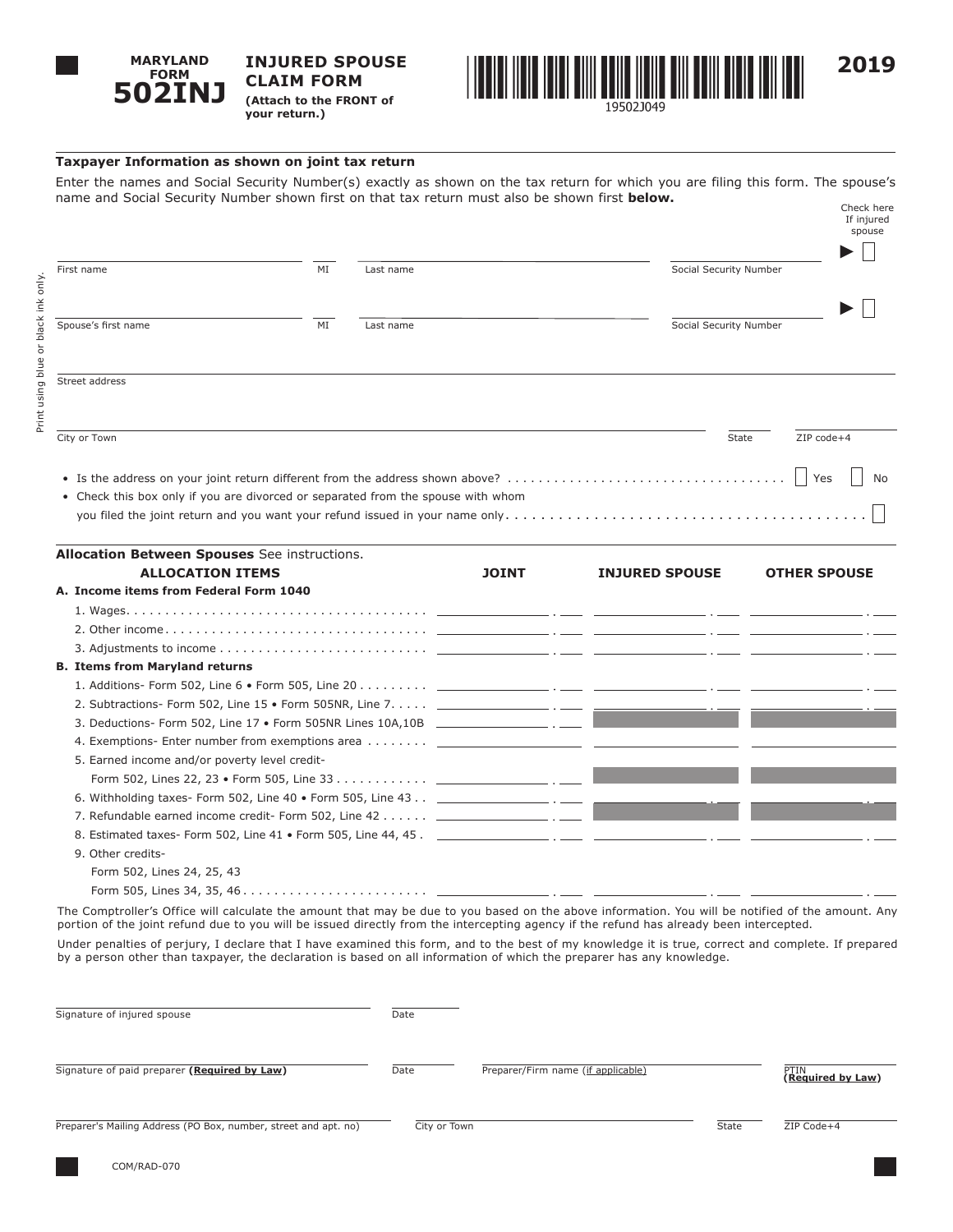# MARYLAND FORM 502INJ

## INJURED SPOUSE CLAIM FORM

**(Attach to the FRONT of your return.)**

19502J049

**2019**

Print using blue or black ink only.

### Taxpayer Information as shown on joint tax return

Enter the names and Social Security Number(s) exactly as shown on the tax return for which you are filing this form. The spouse's name and Social Security Number shown first on that tax return must also be shown first **below.**

| First name | MI | Last name | Social Security Number | Check here If injured spouse ▶ ☐ |
|---|---|---|---|---|
| Spouse's first name | MI | Last name | Social Security Number | ▶ ☐ |

Street address

| City or Town | State | ZIP code+4 |
|---|---|---|

- Is the address on your joint return different from the address shown above? . . . . . . . . . . . . . . . . . . . . . . . . . . . . . . . . . . . . ☐ Yes ☐ No
- Check this box only if you are divorced or separated from the spouse with whom you filed the joint return and you want your refund issued in your name only . . . . . . . . . . . . . . . . . . . . . . . . . . . . . . . . . . . . . . . . . ☐

### Allocation Between Spouses See instructions.

| ALLOCATION ITEMS | JOINT | INJURED SPOUSE | OTHER SPOUSE |
|---|---|---|---|
| **A. Income items from Federal Form 1040** | | | |
| 1. Wages. . . . . . . . . . . . . . . . . . . . . . . . . . . . . . . . . . . . . . . | . | . | . |
| 2. Other income . . . . . . . . . . . . . . . . . . . . . . . . . . . . . . . . . . | . | . | . |
| 3. Adjustments to income . . . . . . . . . . . . . . . . . . . . . . . . . . . | . | . | . |
| **B. Items from Maryland returns** | | | |
| 1. Additions- Form 502, Line 6 • Form 505, Line 20 . . . . . . . . . | . | . | . |
| 2. Subtractions- Form 502, Line 15 • Form 505NR, Line 7. . . . . | . | . | . |
| 3. Deductions- Form 502, Line 17 • Form 505NR Lines 10A,10B | . | | |
| 4. Exemptions- Enter number from exemptions area . . . . . . . . | | | |
| 5. Earned income and/or poverty level credit- Form 502, Lines 22, 23 • Form 505, Line 33 . . . . . . . . . . . . | . | | |
| 6. Withholding taxes- Form 502, Line 40 • Form 505, Line 43 . . | . | . | . |
| 7. Refundable earned income credit- Form 502, Line 42 . . . . . . | . | | |
| 8. Estimated taxes- Form 502, Line 41 • Form 505, Line 44, 45 . | . | . | . |
| 9. Other credits- Form 502, Lines 24, 25, 43 Form 505, Lines 34, 35, 46 . . . . . . . . . . . . . . . . . . . . . . . | . | . | . |

The Comptroller's Office will calculate the amount that may be due to you based on the above information. You will be notified of the amount. Any portion of the joint refund due to you will be issued directly from the intercepting agency if the refund has already been intercepted.

Under penalties of perjury, I declare that I have examined this form, and to the best of my knowledge it is true, correct and complete. If prepared by a person other than taxpayer, the declaration is based on all information of which the preparer has any knowledge.

| Signature of injured spouse | Date | | |
|---|---|---|---|
| Signature of paid preparer **(Required by Law)** | Date | Preparer/Firm name (if applicable) | PTIN **(Required by Law)** |
| Preparer's Mailing Address (PO Box, number, street and apt. no) | City or Town | State | ZIP Code+4 |

COM/RAD-070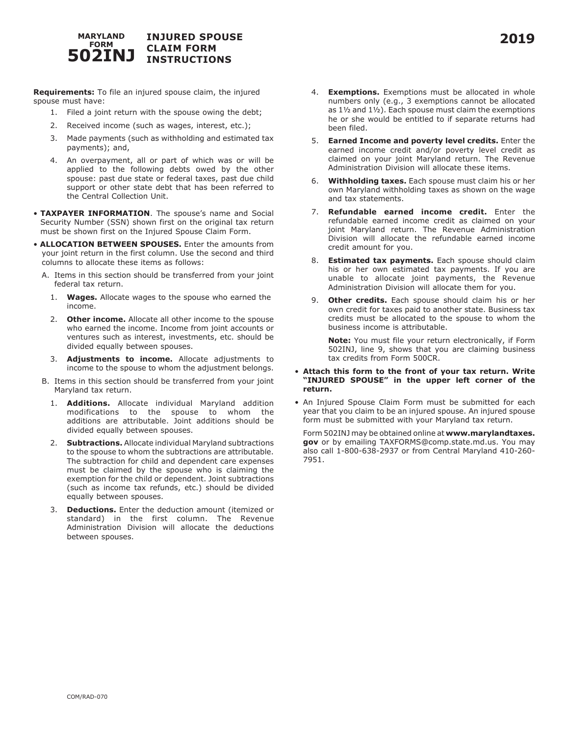# MARYLAND FORM 502INJ — INJURED SPOUSE CLAIM FORM INSTRUCTIONS — 2019

**Requirements:** To file an injured spouse claim, the injured spouse must have:

1. Filed a joint return with the spouse owing the debt;
2. Received income (such as wages, interest, etc.);
3. Made payments (such as withholding and estimated tax payments); and,
4. An overpayment, all or part of which was or will be applied to the following debts owed by the other spouse: past due state or federal taxes, past due child support or other state debt that has been referred to the Central Collection Unit.

- **TAXPAYER INFORMATION**. The spouse's name and Social Security Number (SSN) shown first on the original tax return must be shown first on the Injured Spouse Claim Form.
- **ALLOCATION BETWEEN SPOUSES.** Enter the amounts from your joint return in the first column. Use the second and third columns to allocate these items as follows:

  A. Items in this section should be transferred from your joint federal tax return.

  1. **Wages.** Allocate wages to the spouse who earned the income.
  2. **Other income.** Allocate all other income to the spouse who earned the income. Income from joint accounts or ventures such as interest, investments, etc. should be divided equally between spouses.
  3. **Adjustments to income.** Allocate adjustments to income to the spouse to whom the adjustment belongs.

  B. Items in this section should be transferred from your joint Maryland tax return.

  1. **Additions.** Allocate individual Maryland addition modifications to the spouse to whom the additions are attributable. Joint additions should be divided equally between spouses.
  2. **Subtractions.** Allocate individual Maryland subtractions to the spouse to whom the subtractions are attributable. The subtraction for child and dependent care expenses must be claimed by the spouse who is claiming the exemption for the child or dependent. Joint subtractions (such as income tax refunds, etc.) should be divided equally between spouses.
  3. **Deductions.** Enter the deduction amount (itemized or standard) in the first column. The Revenue Administration Division will allocate the deductions between spouses.
  4. **Exemptions.** Exemptions must be allocated in whole numbers only (e.g., 3 exemptions cannot be allocated as 1½ and 1½). Each spouse must claim the exemptions he or she would be entitled to if separate returns had been filed.
  5. **Earned Income and poverty level credits.** Enter the earned income credit and/or poverty level credit as claimed on your joint Maryland return. The Revenue Administration Division will allocate these items.
  6. **Withholding taxes.** Each spouse must claim his or her own Maryland withholding taxes as shown on the wage and tax statements.
  7. **Refundable earned income credit.** Enter the refundable earned income credit as claimed on your joint Maryland return. The Revenue Administration Division will allocate the refundable earned income credit amount for you.
  8. **Estimated tax payments.** Each spouse should claim his or her own estimated tax payments. If you are unable to allocate joint payments, the Revenue Administration Division will allocate them for you.
  9. **Other credits.** Each spouse should claim his or her own credit for taxes paid to another state. Business tax credits must be allocated to the spouse to whom the business income is attributable.

     **Note:** You must file your return electronically, if Form 502INJ, line 9, shows that you are claiming business tax credits from Form 500CR.

- **Attach this form to the front of your tax return. Write "INJURED SPOUSE" in the upper left corner of the return.**
- An Injured Spouse Claim Form must be submitted for each year that you claim to be an injured spouse. An injured spouse form must be submitted with your Maryland tax return.

  Form 502INJ may be obtained online at **www.marylandtaxes.gov** or by emailing TAXFORMS@comp.state.md.us. You may also call 1-800-638-2937 or from Central Maryland 410-260-7951.

COM/RAD-070